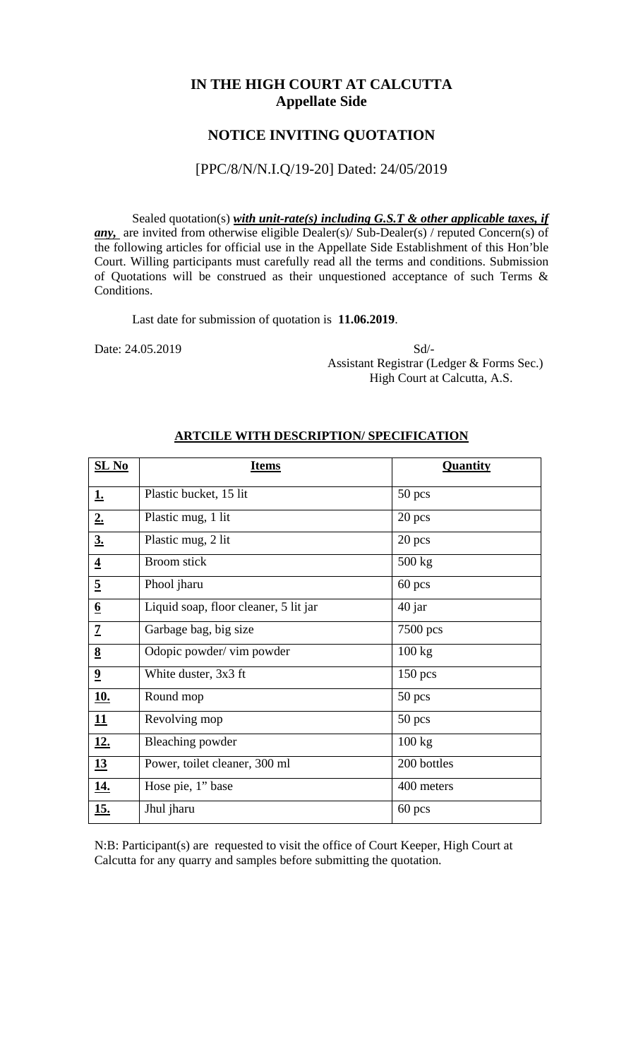# IN THE HIGH COURT AT CALCUTTA
## Appellate Side

## NOTICE INVITING QUOTATION

[PPC/8/N/N.I.Q/19-20] Dated: 24/05/2019

Sealed quotation(s) ***with unit-rate(s) including G.S.T & other applicable taxes, if any,*** are invited from otherwise eligible Dealer(s)/ Sub-Dealer(s) / reputed Concern(s) of the following articles for official use in the Appellate Side Establishment of this Hon'ble Court. Willing participants must carefully read all the terms and conditions. Submission of Quotations will be construed as their unquestioned acceptance of such Terms & Conditions.

Last date for submission of quotation is **11.06.2019**.

Date: 24.05.2019

Sd/-
Assistant Registrar (Ledger & Forms Sec.)
High Court at Calcutta, A.S.

**ARTCILE WITH DESCRIPTION/ SPECIFICATION**

| **SL No** | **Items** | **Quantity** |
|---|---|---|
| **1.** | Plastic bucket, 15 lit | 50 pcs |
| **2.** | Plastic mug, 1 lit | 20 pcs |
| **3.** | Plastic mug, 2 lit | 20 pcs |
| **4** | Broom stick | 500 kg |
| **5** | Phool jharu | 60 pcs |
| **6** | Liquid soap, floor cleaner, 5 lit jar | 40 jar |
| **7** | Garbage bag, big size | 7500 pcs |
| **8** | Odopic powder/ vim powder | 100 kg |
| **9** | White duster, 3x3 ft | 150 pcs |
| **10.** | Round mop | 50 pcs |
| **11** | Revolving mop | 50 pcs |
| **12.** | Bleaching powder | 100 kg |
| **13** | Power, toilet cleaner, 300 ml | 200 bottles |
| **14.** | Hose pie, 1" base | 400 meters |
| **15.** | Jhul jharu | 60 pcs |

N:B: Participant(s) are requested to visit the office of Court Keeper, High Court at Calcutta for any quarry and samples before submitting the quotation.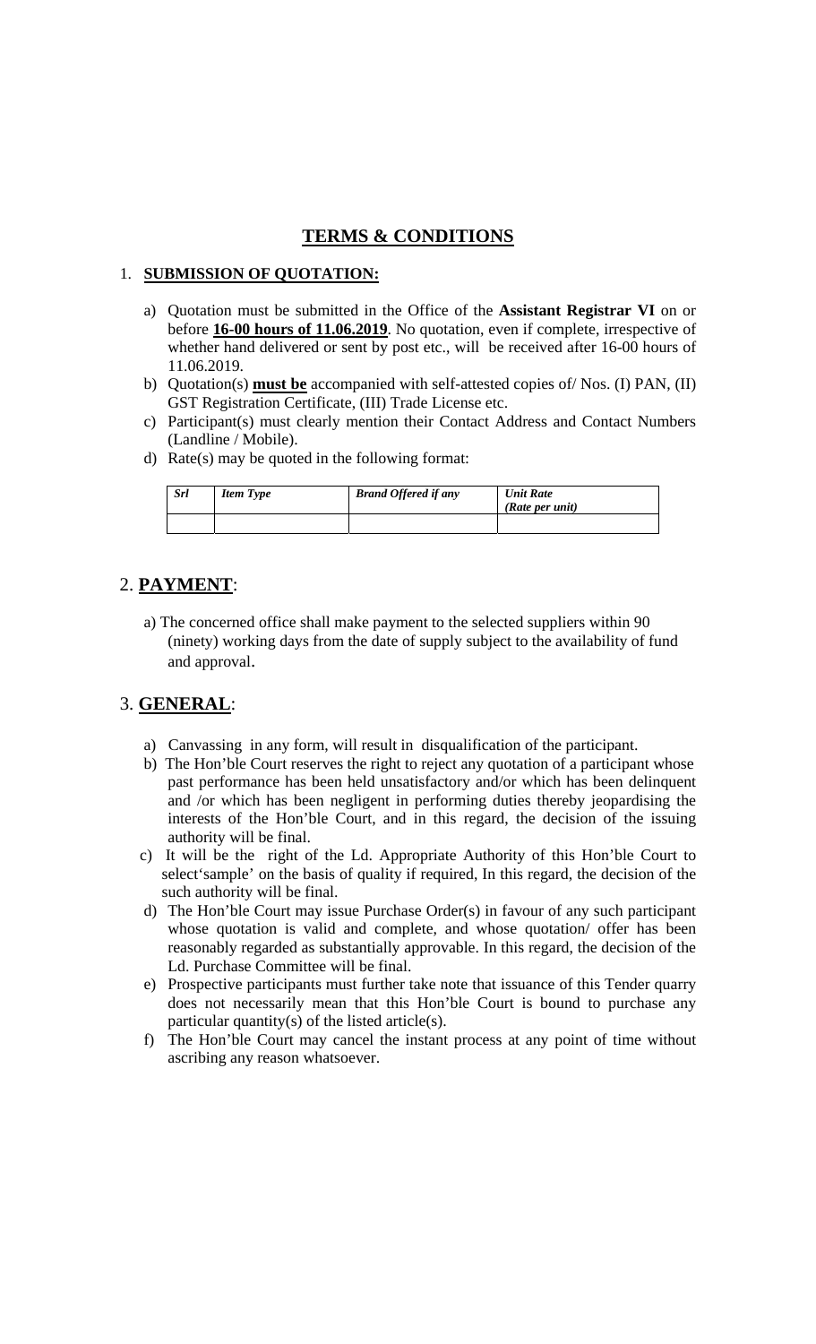# TERMS & CONDITIONS

## 1. SUBMISSION OF QUOTATION:

a) Quotation must be submitted in the Office of the **Assistant Registrar VI** on or before **16-00 hours of 11.06.2019**. No quotation, even if complete, irrespective of whether hand delivered or sent by post etc., will be received after 16-00 hours of 11.06.2019.

b) Quotation(s) **must be** accompanied with self-attested copies of/ Nos. (I) PAN, (II) GST Registration Certificate, (III) Trade License etc.

c) Participant(s) must clearly mention their Contact Address and Contact Numbers (Landline / Mobile).

d) Rate(s) may be quoted in the following format:

| *Srl* | *Item Type* | *Brand Offered if any* | *Unit Rate (Rate per unit)* |
|---|---|---|---|
| | | | |

## 2. PAYMENT:

a) The concerned office shall make payment to the selected suppliers within 90 (ninety) working days from the date of supply subject to the availability of fund and approval.

## 3. GENERAL:

a) Canvassing in any form, will result in disqualification of the participant.

b) The Hon'ble Court reserves the right to reject any quotation of a participant whose past performance has been held unsatisfactory and/or which has been delinquent and /or which has been negligent in performing duties thereby jeopardising the interests of the Hon'ble Court, and in this regard, the decision of the issuing authority will be final.

c) It will be the right of the Ld. Appropriate Authority of this Hon'ble Court to select'sample' on the basis of quality if required, In this regard, the decision of the such authority will be final.

d) The Hon'ble Court may issue Purchase Order(s) in favour of any such participant whose quotation is valid and complete, and whose quotation/ offer has been reasonably regarded as substantially approvable. In this regard, the decision of the Ld. Purchase Committee will be final.

e) Prospective participants must further take note that issuance of this Tender quarry does not necessarily mean that this Hon'ble Court is bound to purchase any particular quantity(s) of the listed article(s).

f) The Hon'ble Court may cancel the instant process at any point of time without ascribing any reason whatsoever.